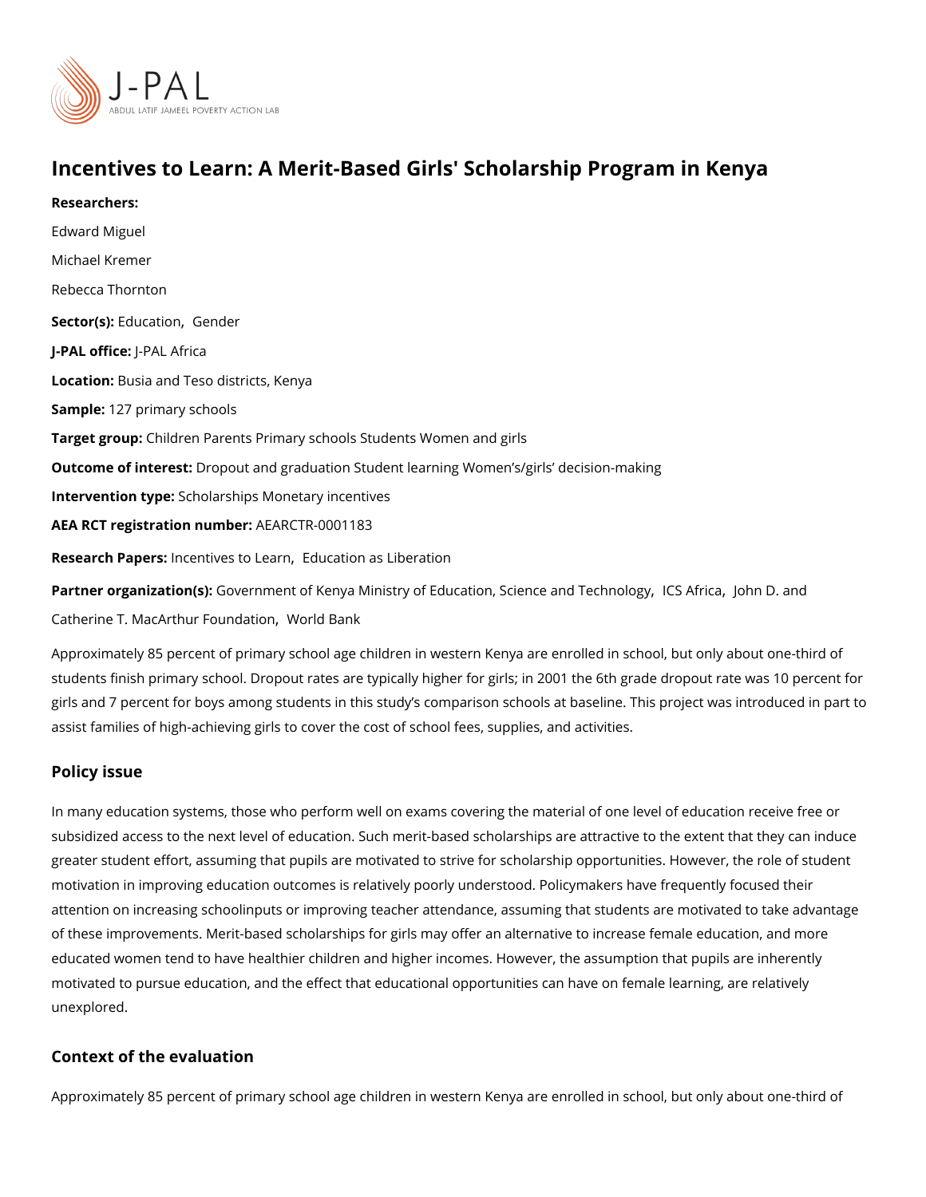# Incentives to Learn: A Merit-Based Girls' Scholarship Program in Kenya

**Researchers:**

Edward Miguel

Michael Kremer

Rebecca Thornton

**Sector(s):** Education, Gender

**J-PAL office:** J-PAL Africa

**Location:** Busia and Teso districts, Kenya

**Sample:** 127 primary schools

**Target group:** Children Parents Primary schools Students Women and girls

**Outcome of interest:** Dropout and graduation Student learning Women's/girls' decision-making

**Intervention type:** Scholarships Monetary incentives

**AEA RCT registration number:** AEARCTR-0001183

**Research Papers:** Incentives to Learn, Education as Liberation

**Partner organization(s):** Government of Kenya Ministry of Education, Science and Technology, ICS Africa, John D. and Catherine T. MacArthur Foundation, World Bank

Approximately 85 percent of primary school age children in western Kenya are enrolled in school, but only about one-third of students finish primary school. Dropout rates are typically higher for girls; in 2001 the 6th grade dropout rate was 10 percent for girls and 7 percent for boys among students in this study's comparison schools at baseline. This project was introduced in part to assist families of high-achieving girls to cover the cost of school fees, supplies, and activities.

## Policy issue

In many education systems, those who perform well on exams covering the material of one level of education receive free or subsidized access to the next level of education. Such merit-based scholarships are attractive to the extent that they can induce greater student effort, assuming that pupils are motivated to strive for scholarship opportunities. However, the role of student motivation in improving education outcomes is relatively poorly understood. Policymakers have frequently focused their attention on increasing schoolinputs or improving teacher attendance, assuming that students are motivated to take advantage of these improvements. Merit-based scholarships for girls may offer an alternative to increase female education, and more educated women tend to have healthier children and higher incomes. However, the assumption that pupils are inherently motivated to pursue education, and the effect that educational opportunities can have on female learning, are relatively unexplored.

## Context of the evaluation

Approximately 85 percent of primary school age children in western Kenya are enrolled in school, but only about one-third of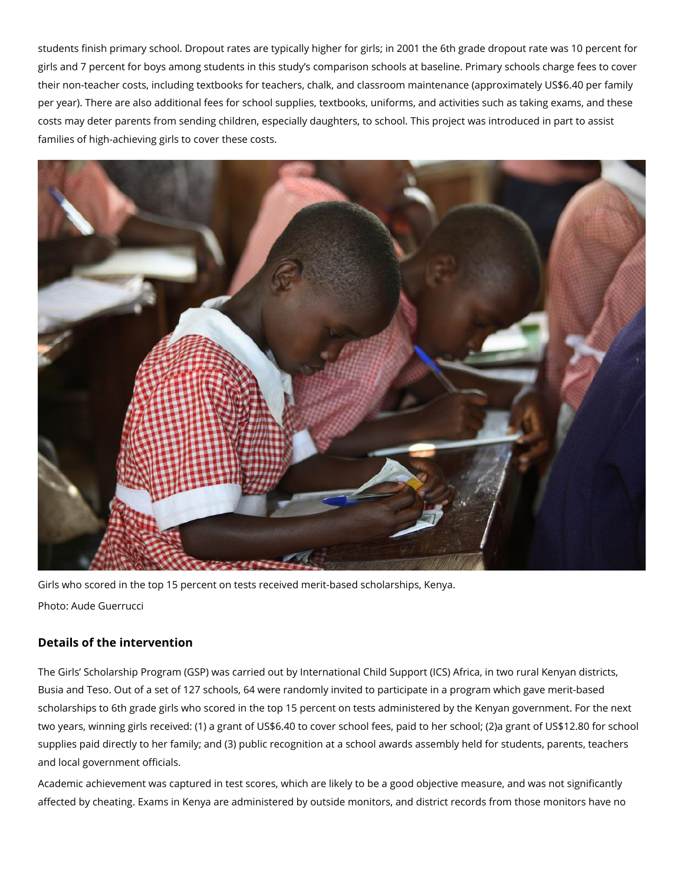students finish primary school. Dropout rates are typically higher for girls; in 2001 the 6th grade dropout rate was 10 percent for girls and 7 percent for boys among students in this study's comparison schools at baseline. Primary schools charge fees to cover their non-teacher costs, including textbooks for teachers, chalk, and classroom maintenance (approximately US$6.40 per family per year). There are also additional fees for school supplies, textbooks, uniforms, and activities such as taking exams, and these costs may deter parents from sending children, especially daughters, to school. This project was introduced in part to assist families of high-achieving girls to cover these costs.

Girls who scored in the top 15 percent on tests received merit-based scholarships, Kenya.

Photo: Aude Guerrucci

### Details of the intervention

The Girls' Scholarship Program (GSP) was carried out by International Child Support (ICS) Africa, in two rural Kenyan districts, Busia and Teso. Out of a set of 127 schools, 64 were randomly invited to participate in a program which gave merit-based scholarships to 6th grade girls who scored in the top 15 percent on tests administered by the Kenyan government. For the next two years, winning girls received: (1) a grant of US$6.40 to cover school fees, paid to her school; (2)a grant of US$12.80 for school supplies paid directly to her family; and (3) public recognition at a school awards assembly held for students, parents, teachers and local government officials.

Academic achievement was captured in test scores, which are likely to be a good objective measure, and was not significantly affected by cheating. Exams in Kenya are administered by outside monitors, and district records from those monitors have no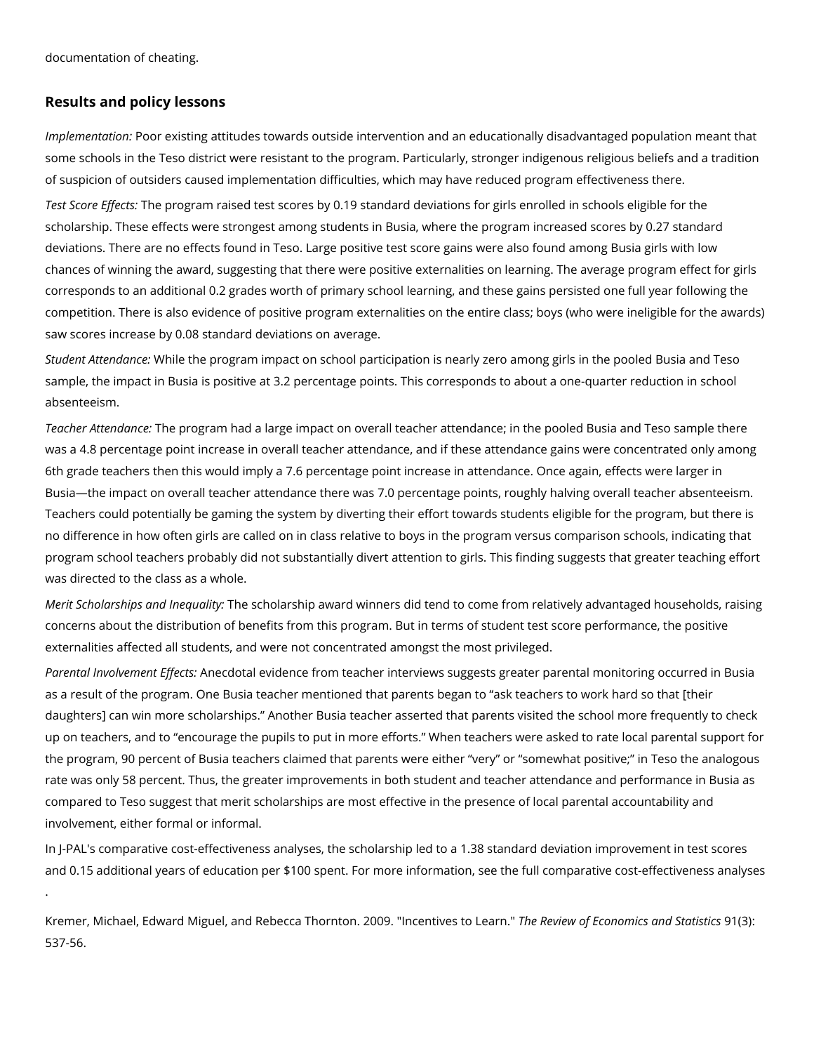documentation of cheating.

## Results and policy lessons

*Implementation:* Poor existing attitudes towards outside intervention and an educationally disadvantaged population meant that some schools in the Teso district were resistant to the program. Particularly, stronger indigenous religious beliefs and a tradition of suspicion of outsiders caused implementation difficulties, which may have reduced program effectiveness there.

*Test Score Effects:* The program raised test scores by 0.19 standard deviations for girls enrolled in schools eligible for the scholarship. These effects were strongest among students in Busia, where the program increased scores by 0.27 standard deviations. There are no effects found in Teso. Large positive test score gains were also found among Busia girls with low chances of winning the award, suggesting that there were positive externalities on learning. The average program effect for girls corresponds to an additional 0.2 grades worth of primary school learning, and these gains persisted one full year following the competition. There is also evidence of positive program externalities on the entire class; boys (who were ineligible for the awards) saw scores increase by 0.08 standard deviations on average.

*Student Attendance:* While the program impact on school participation is nearly zero among girls in the pooled Busia and Teso sample, the impact in Busia is positive at 3.2 percentage points. This corresponds to about a one-quarter reduction in school absenteeism.

*Teacher Attendance:* The program had a large impact on overall teacher attendance; in the pooled Busia and Teso sample there was a 4.8 percentage point increase in overall teacher attendance, and if these attendance gains were concentrated only among 6th grade teachers then this would imply a 7.6 percentage point increase in attendance. Once again, effects were larger in Busia—the impact on overall teacher attendance there was 7.0 percentage points, roughly halving overall teacher absenteeism. Teachers could potentially be gaming the system by diverting their effort towards students eligible for the program, but there is no difference in how often girls are called on in class relative to boys in the program versus comparison schools, indicating that program school teachers probably did not substantially divert attention to girls. This finding suggests that greater teaching effort was directed to the class as a whole.

*Merit Scholarships and Inequality:* The scholarship award winners did tend to come from relatively advantaged households, raising concerns about the distribution of benefits from this program. But in terms of student test score performance, the positive externalities affected all students, and were not concentrated amongst the most privileged.

*Parental Involvement Effects:* Anecdotal evidence from teacher interviews suggests greater parental monitoring occurred in Busia as a result of the program. One Busia teacher mentioned that parents began to "ask teachers to work hard so that [their daughters] can win more scholarships." Another Busia teacher asserted that parents visited the school more frequently to check up on teachers, and to "encourage the pupils to put in more efforts." When teachers were asked to rate local parental support for the program, 90 percent of Busia teachers claimed that parents were either "very" or "somewhat positive;" in Teso the analogous rate was only 58 percent. Thus, the greater improvements in both student and teacher attendance and performance in Busia as compared to Teso suggest that merit scholarships are most effective in the presence of local parental accountability and involvement, either formal or informal.

In J-PAL's comparative cost-effectiveness analyses, the scholarship led to a 1.38 standard deviation improvement in test scores and 0.15 additional years of education per $100 spent. For more information, see the full comparative cost-effectiveness analyses .

Kremer, Michael, Edward Miguel, and Rebecca Thornton. 2009. "Incentives to Learn." *The Review of Economics and Statistics* 91(3): 537-56.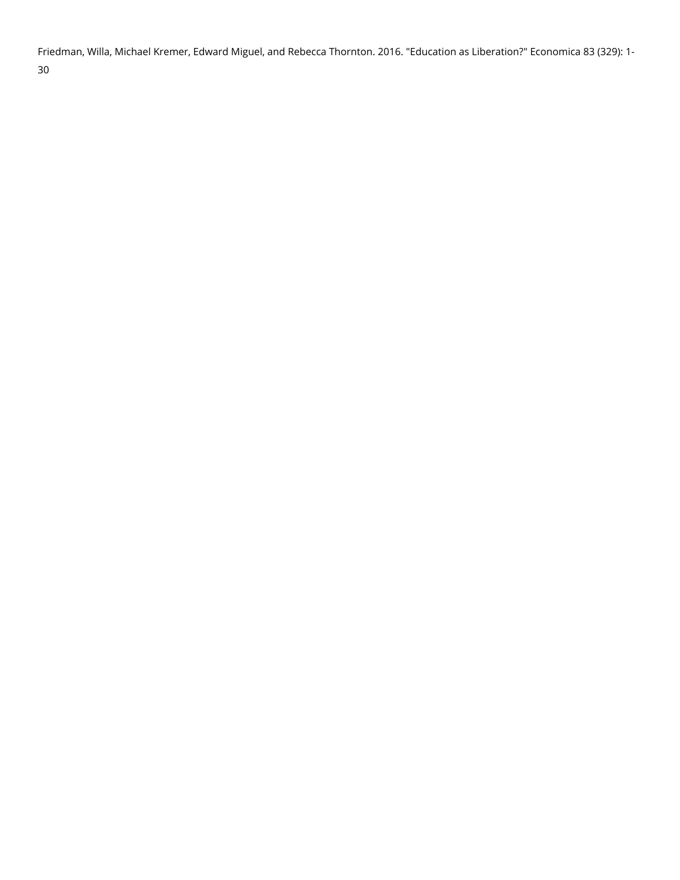Friedman, Willa, Michael Kremer, Edward Miguel, and Rebecca Thornton. 2016. "Education as Liberation?" Economica 83 (329): 1-30